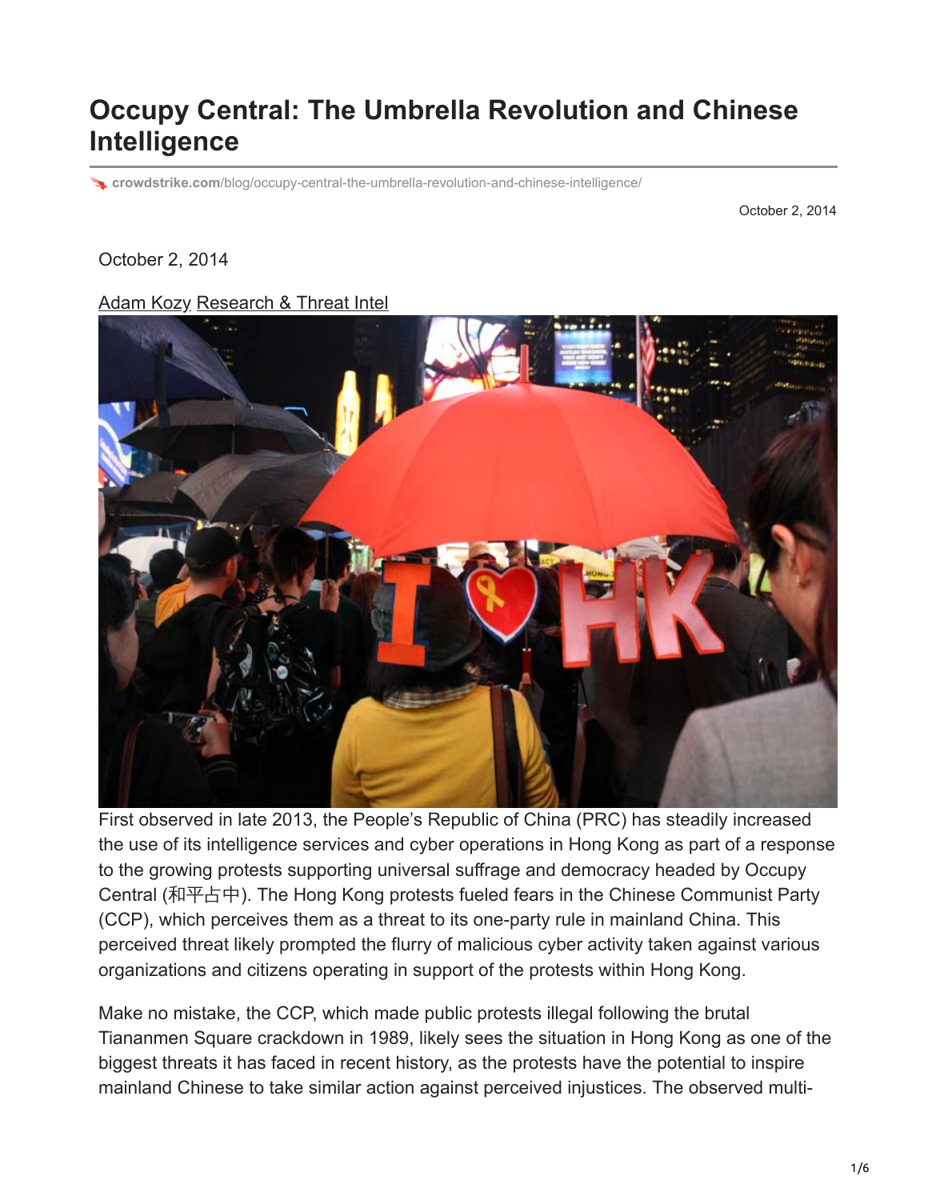# Occupy Central: The Umbrella Revolution and Chinese Intelligence

crowdstrike.com/blog/occupy-central-the-umbrella-revolution-and-chinese-intelligence/

October 2, 2014

October 2, 2014

Adam Kozy Research & Threat Intel

First observed in late 2013, the People's Republic of China (PRC) has steadily increased the use of its intelligence services and cyber operations in Hong Kong as part of a response to the growing protests supporting universal suffrage and democracy headed by Occupy Central (和平占中). The Hong Kong protests fueled fears in the Chinese Communist Party (CCP), which perceives them as a threat to its one-party rule in mainland China. This perceived threat likely prompted the flurry of malicious cyber activity taken against various organizations and citizens operating in support of the protests within Hong Kong.

Make no mistake, the CCP, which made public protests illegal following the brutal Tiananmen Square crackdown in 1989, likely sees the situation in Hong Kong as one of the biggest threats it has faced in recent history, as the protests have the potential to inspire mainland Chinese to take similar action against perceived injustices. The observed multi-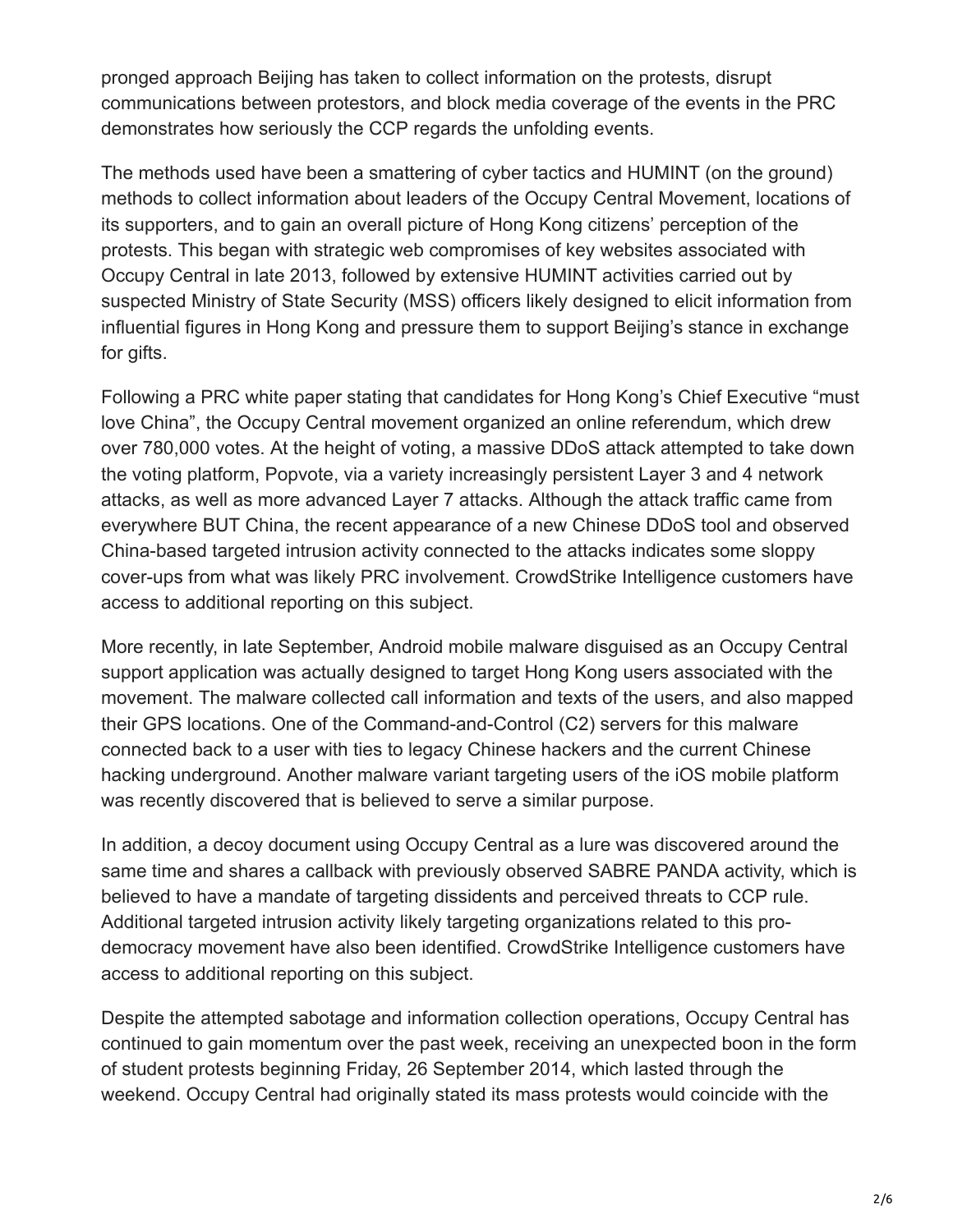pronged approach Beijing has taken to collect information on the protests, disrupt communications between protestors, and block media coverage of the events in the PRC demonstrates how seriously the CCP regards the unfolding events.

The methods used have been a smattering of cyber tactics and HUMINT (on the ground) methods to collect information about leaders of the Occupy Central Movement, locations of its supporters, and to gain an overall picture of Hong Kong citizens' perception of the protests. This began with strategic web compromises of key websites associated with Occupy Central in late 2013, followed by extensive HUMINT activities carried out by suspected Ministry of State Security (MSS) officers likely designed to elicit information from influential figures in Hong Kong and pressure them to support Beijing's stance in exchange for gifts.

Following a PRC white paper stating that candidates for Hong Kong's Chief Executive "must love China", the Occupy Central movement organized an online referendum, which drew over 780,000 votes. At the height of voting, a massive DDoS attack attempted to take down the voting platform, Popvote, via a variety increasingly persistent Layer 3 and 4 network attacks, as well as more advanced Layer 7 attacks. Although the attack traffic came from everywhere BUT China, the recent appearance of a new Chinese DDoS tool and observed China-based targeted intrusion activity connected to the attacks indicates some sloppy cover-ups from what was likely PRC involvement. CrowdStrike Intelligence customers have access to additional reporting on this subject.

More recently, in late September, Android mobile malware disguised as an Occupy Central support application was actually designed to target Hong Kong users associated with the movement. The malware collected call information and texts of the users, and also mapped their GPS locations. One of the Command-and-Control (C2) servers for this malware connected back to a user with ties to legacy Chinese hackers and the current Chinese hacking underground. Another malware variant targeting users of the iOS mobile platform was recently discovered that is believed to serve a similar purpose.

In addition, a decoy document using Occupy Central as a lure was discovered around the same time and shares a callback with previously observed SABRE PANDA activity, which is believed to have a mandate of targeting dissidents and perceived threats to CCP rule. Additional targeted intrusion activity likely targeting organizations related to this pro-democracy movement have also been identified. CrowdStrike Intelligence customers have access to additional reporting on this subject.

Despite the attempted sabotage and information collection operations, Occupy Central has continued to gain momentum over the past week, receiving an unexpected boon in the form of student protests beginning Friday, 26 September 2014, which lasted through the weekend. Occupy Central had originally stated its mass protests would coincide with the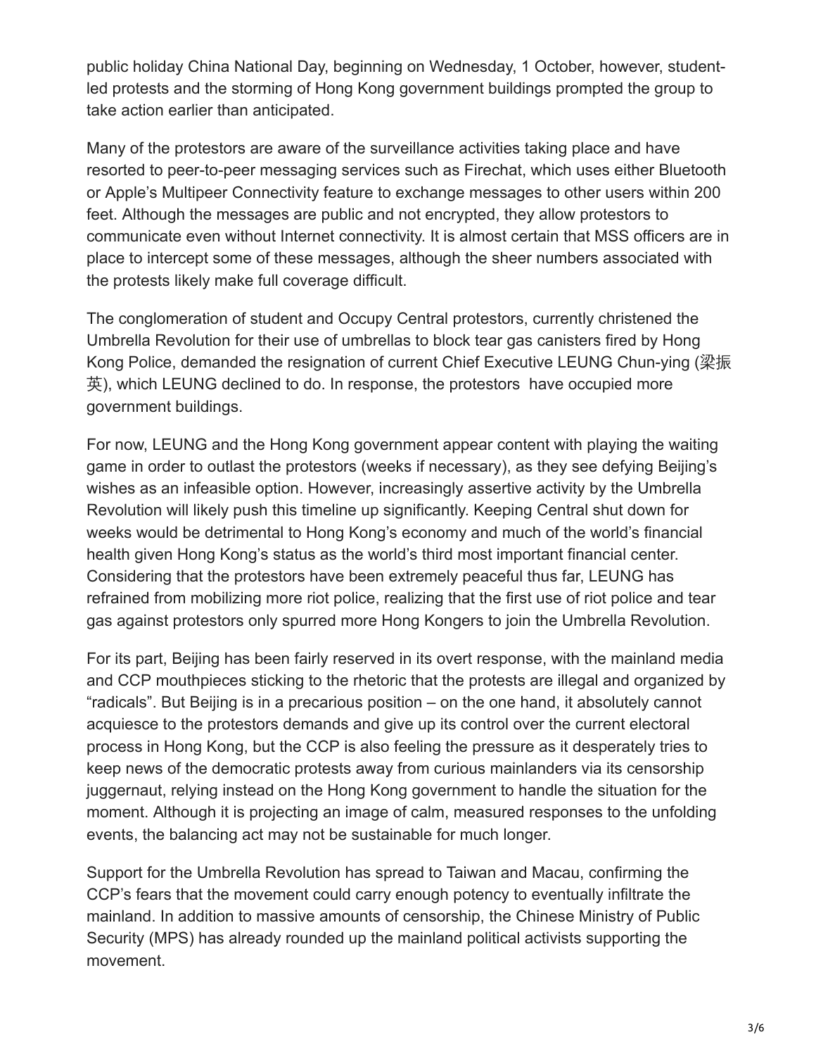public holiday China National Day, beginning on Wednesday, 1 October, however, student-led protests and the storming of Hong Kong government buildings prompted the group to take action earlier than anticipated.

Many of the protestors are aware of the surveillance activities taking place and have resorted to peer-to-peer messaging services such as Firechat, which uses either Bluetooth or Apple's Multipeer Connectivity feature to exchange messages to other users within 200 feet. Although the messages are public and not encrypted, they allow protestors to communicate even without Internet connectivity. It is almost certain that MSS officers are in place to intercept some of these messages, although the sheer numbers associated with the protests likely make full coverage difficult.

The conglomeration of student and Occupy Central protestors, currently christened the Umbrella Revolution for their use of umbrellas to block tear gas canisters fired by Hong Kong Police, demanded the resignation of current Chief Executive LEUNG Chun-ying (梁振英), which LEUNG declined to do. In response, the protestors have occupied more government buildings.

For now, LEUNG and the Hong Kong government appear content with playing the waiting game in order to outlast the protestors (weeks if necessary), as they see defying Beijing's wishes as an infeasible option. However, increasingly assertive activity by the Umbrella Revolution will likely push this timeline up significantly. Keeping Central shut down for weeks would be detrimental to Hong Kong's economy and much of the world's financial health given Hong Kong's status as the world's third most important financial center. Considering that the protestors have been extremely peaceful thus far, LEUNG has refrained from mobilizing more riot police, realizing that the first use of riot police and tear gas against protestors only spurred more Hong Kongers to join the Umbrella Revolution.

For its part, Beijing has been fairly reserved in its overt response, with the mainland media and CCP mouthpieces sticking to the rhetoric that the protests are illegal and organized by "radicals". But Beijing is in a precarious position – on the one hand, it absolutely cannot acquiesce to the protestors demands and give up its control over the current electoral process in Hong Kong, but the CCP is also feeling the pressure as it desperately tries to keep news of the democratic protests away from curious mainlanders via its censorship juggernaut, relying instead on the Hong Kong government to handle the situation for the moment. Although it is projecting an image of calm, measured responses to the unfolding events, the balancing act may not be sustainable for much longer.

Support for the Umbrella Revolution has spread to Taiwan and Macau, confirming the CCP's fears that the movement could carry enough potency to eventually infiltrate the mainland. In addition to massive amounts of censorship, the Chinese Ministry of Public Security (MPS) has already rounded up the mainland political activists supporting the movement.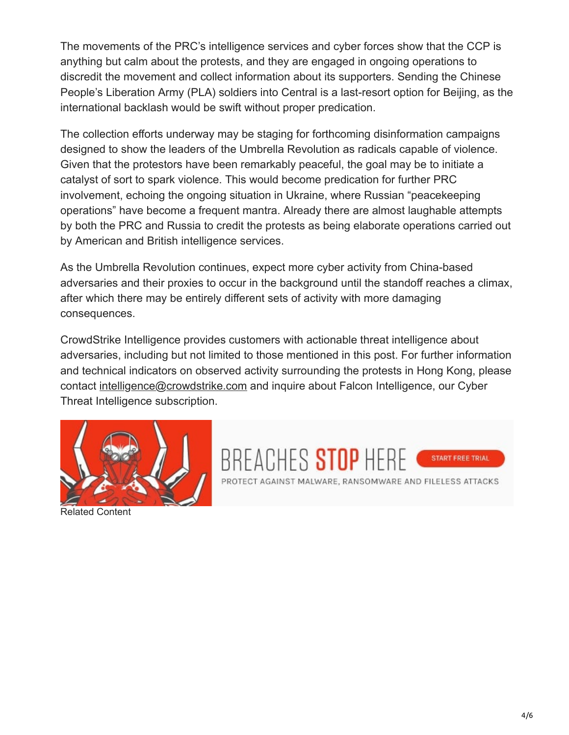The movements of the PRC's intelligence services and cyber forces show that the CCP is anything but calm about the protests, and they are engaged in ongoing operations to discredit the movement and collect information about its supporters. Sending the Chinese People's Liberation Army (PLA) soldiers into Central is a last-resort option for Beijing, as the international backlash would be swift without proper predication.

The collection efforts underway may be staging for forthcoming disinformation campaigns designed to show the leaders of the Umbrella Revolution as radicals capable of violence. Given that the protestors have been remarkably peaceful, the goal may be to initiate a catalyst of sort to spark violence. This would become predication for further PRC involvement, echoing the ongoing situation in Ukraine, where Russian "peacekeeping operations" have become a frequent mantra. Already there are almost laughable attempts by both the PRC and Russia to credit the protests as being elaborate operations carried out by American and British intelligence services.

As the Umbrella Revolution continues, expect more cyber activity from China-based adversaries and their proxies to occur in the background until the standoff reaches a climax, after which there may be entirely different sets of activity with more damaging consequences.

CrowdStrike Intelligence provides customers with actionable threat intelligence about adversaries, including but not limited to those mentioned in this post. For further information and technical indicators on observed activity surrounding the protests in Hong Kong, please contact intelligence@crowdstrike.com and inquire about Falcon Intelligence, our Cyber Threat Intelligence subscription.

BREACHES STOP HERE — START FREE TRIAL

PROTECT AGAINST MALWARE, RANSOMWARE AND FILELESS ATTACKS

Related Content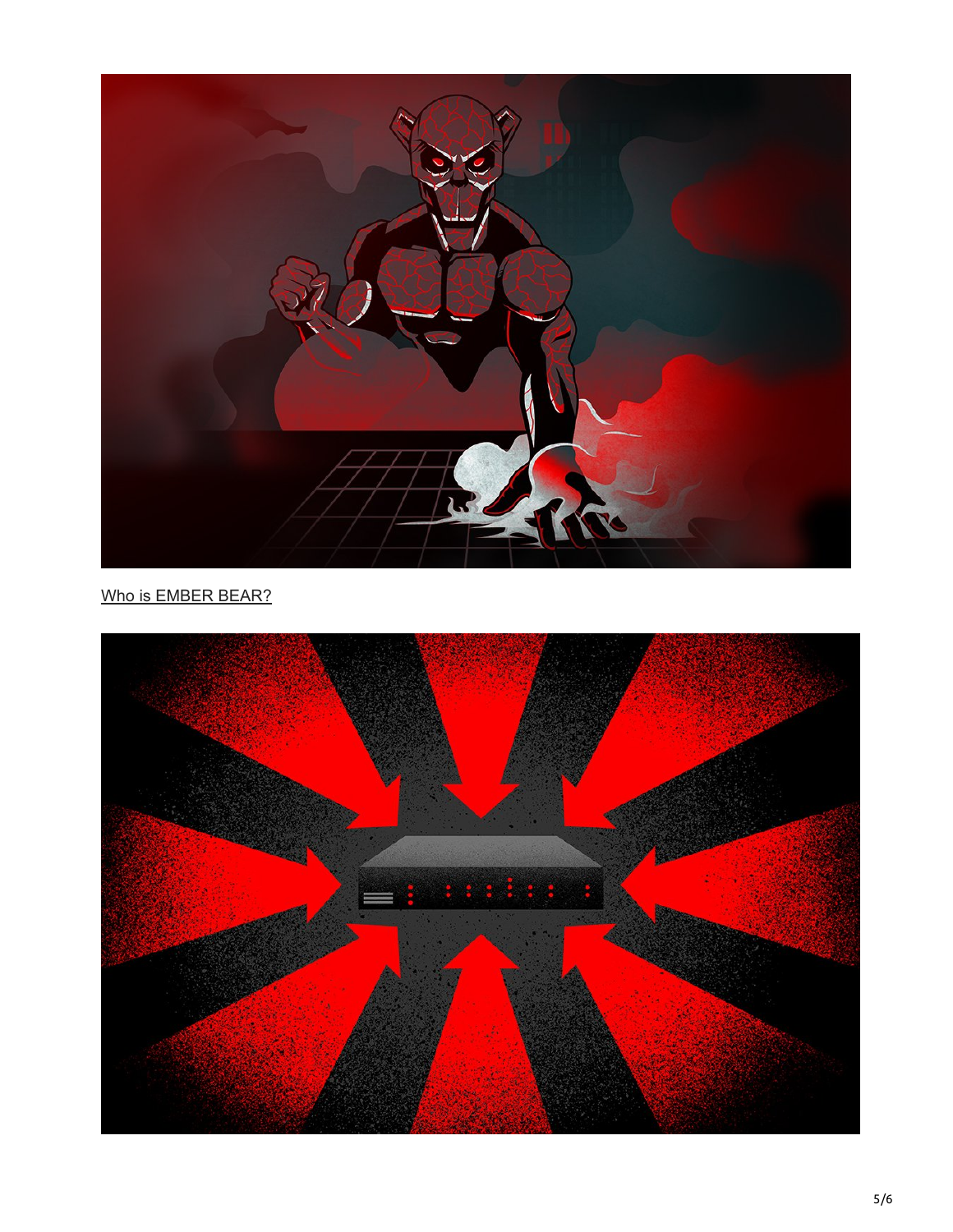[Who is EMBER BEAR?]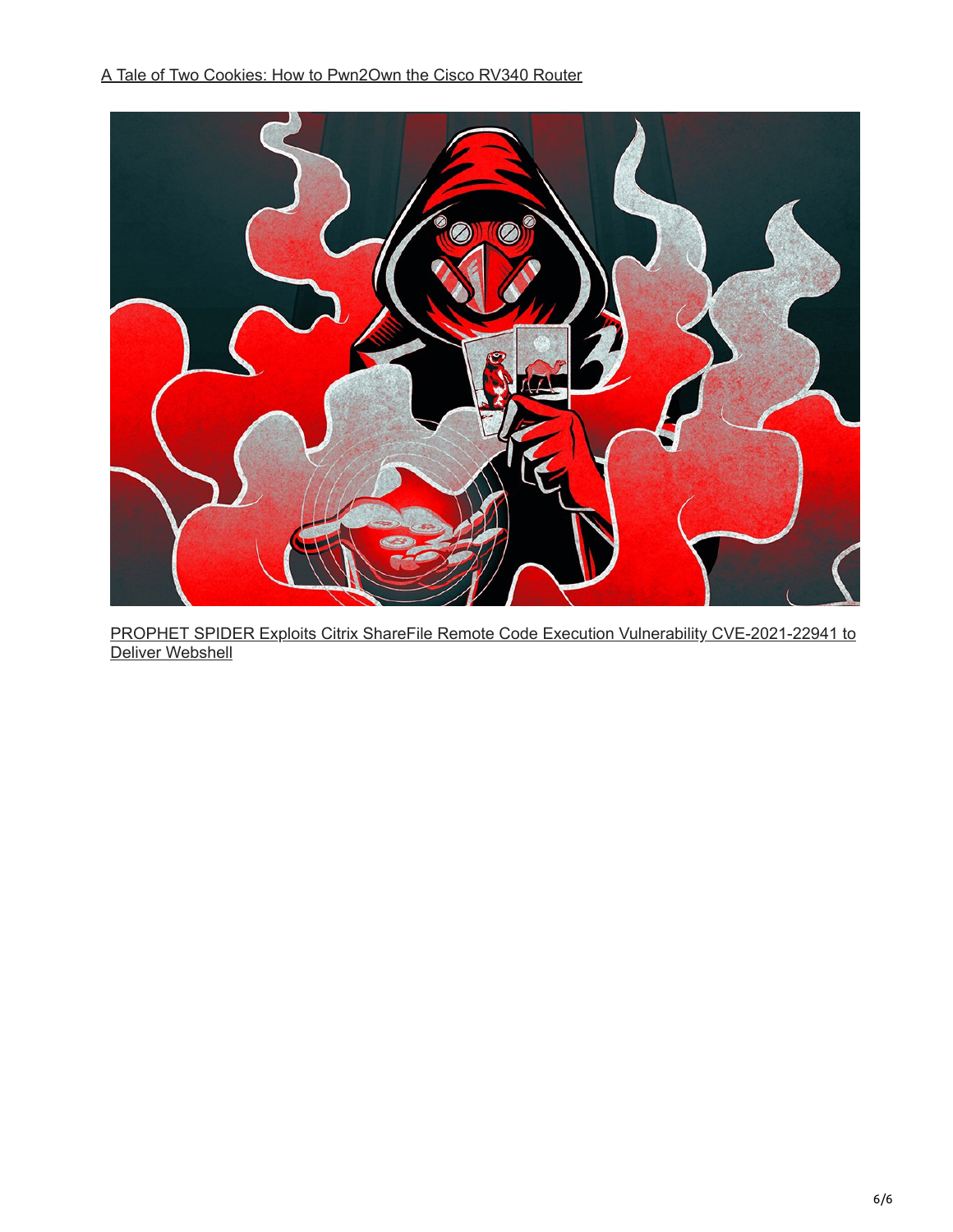[A Tale of Two Cookies: How to Pwn2Own the Cisco RV340 Router]

[PROPHET SPIDER Exploits Citrix ShareFile Remote Code Execution Vulnerability CVE-2021-22941 to Deliver Webshell]